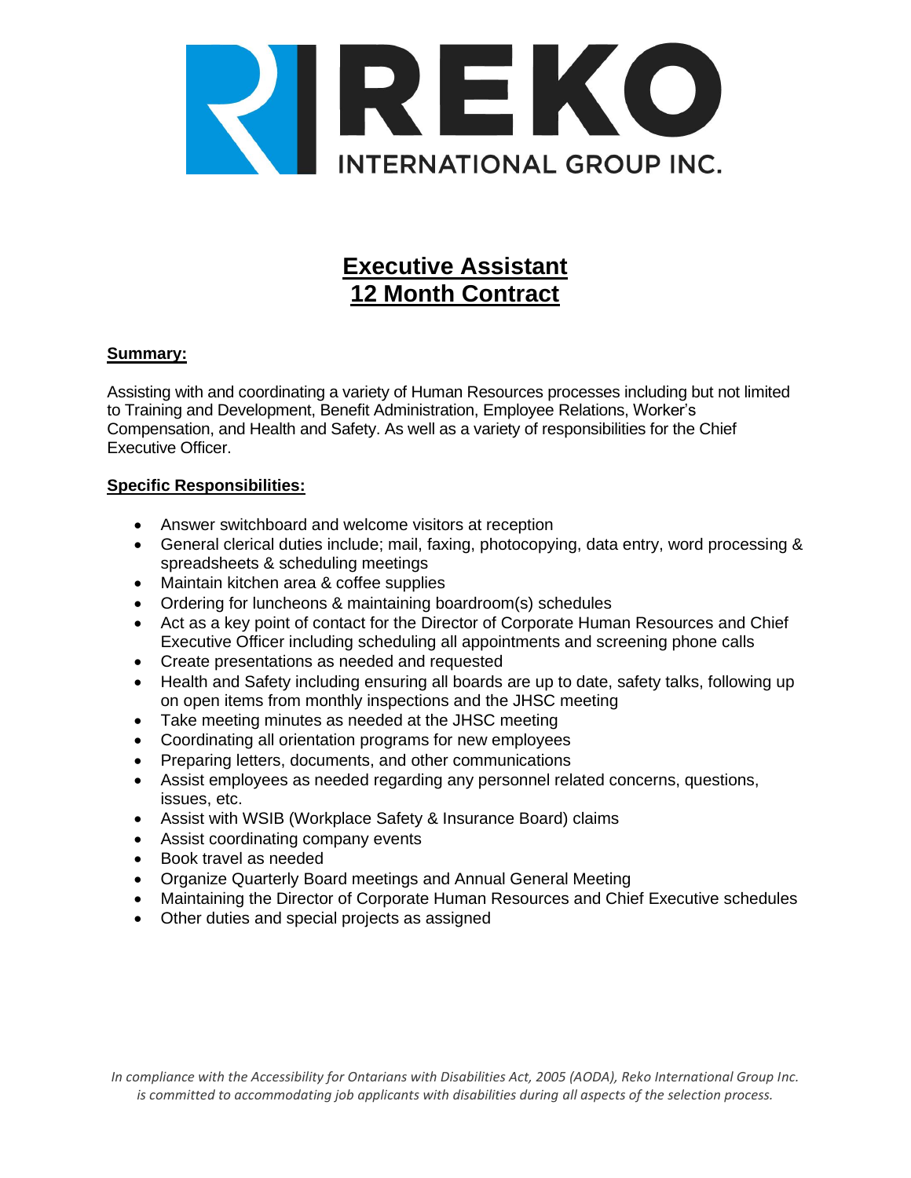REKO INTERNATIONAL GROUP INC.

# Executive Assistant
# 12 Month Contract

## Summary:

Assisting with and coordinating a variety of Human Resources processes including but not limited to Training and Development, Benefit Administration, Employee Relations, Worker's Compensation, and Health and Safety. As well as a variety of responsibilities for the Chief Executive Officer.

## Specific Responsibilities:

- Answer switchboard and welcome visitors at reception
- General clerical duties include; mail, faxing, photocopying, data entry, word processing & spreadsheets & scheduling meetings
- Maintain kitchen area & coffee supplies
- Ordering for luncheons & maintaining boardroom(s) schedules
- Act as a key point of contact for the Director of Corporate Human Resources and Chief Executive Officer including scheduling all appointments and screening phone calls
- Create presentations as needed and requested
- Health and Safety including ensuring all boards are up to date, safety talks, following up on open items from monthly inspections and the JHSC meeting
- Take meeting minutes as needed at the JHSC meeting
- Coordinating all orientation programs for new employees
- Preparing letters, documents, and other communications
- Assist employees as needed regarding any personnel related concerns, questions, issues, etc.
- Assist with WSIB (Workplace Safety & Insurance Board) claims
- Assist coordinating company events
- Book travel as needed
- Organize Quarterly Board meetings and Annual General Meeting
- Maintaining the Director of Corporate Human Resources and Chief Executive schedules
- Other duties and special projects as assigned

*In compliance with the Accessibility for Ontarians with Disabilities Act, 2005 (AODA), Reko International Group Inc. is committed to accommodating job applicants with disabilities during all aspects of the selection process.*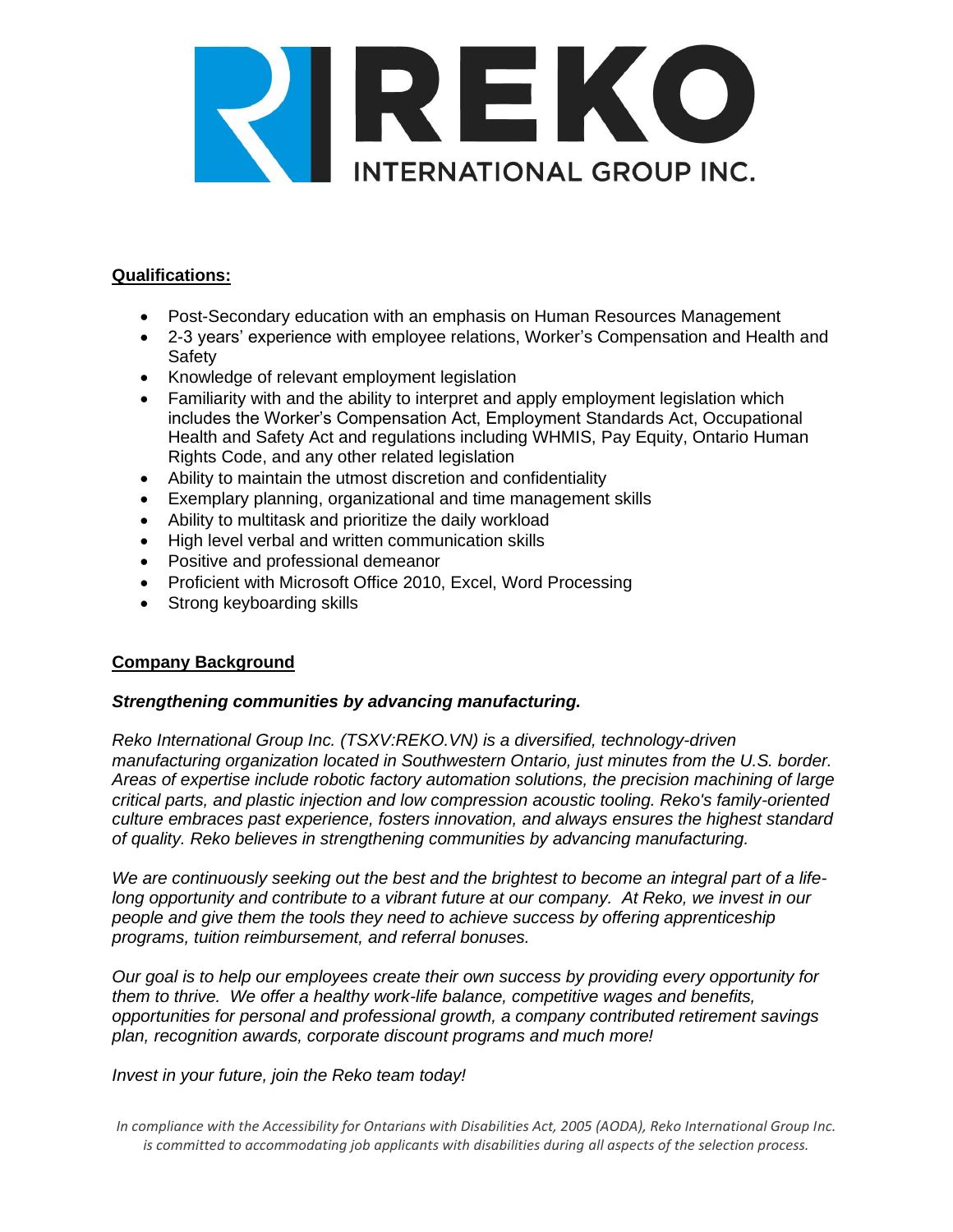## Qualifications:

- Post-Secondary education with an emphasis on Human Resources Management
- 2-3 years' experience with employee relations, Worker's Compensation and Health and Safety
- Knowledge of relevant employment legislation
- Familiarity with and the ability to interpret and apply employment legislation which includes the Worker's Compensation Act, Employment Standards Act, Occupational Health and Safety Act and regulations including WHMIS, Pay Equity, Ontario Human Rights Code, and any other related legislation
- Ability to maintain the utmost discretion and confidentiality
- Exemplary planning, organizational and time management skills
- Ability to multitask and prioritize the daily workload
- High level verbal and written communication skills
- Positive and professional demeanor
- Proficient with Microsoft Office 2010, Excel, Word Processing
- Strong keyboarding skills

## Company Background

***Strengthening communities by advancing manufacturing.***

*Reko International Group Inc. (TSXV:REKO.VN) is a diversified, technology-driven manufacturing organization located in Southwestern Ontario, just minutes from the U.S. border. Areas of expertise include robotic factory automation solutions, the precision machining of large critical parts, and plastic injection and low compression acoustic tooling. Reko's family-oriented culture embraces past experience, fosters innovation, and always ensures the highest standard of quality. Reko believes in strengthening communities by advancing manufacturing.*

*We are continuously seeking out the best and the brightest to become an integral part of a life-long opportunity and contribute to a vibrant future at our company. At Reko, we invest in our people and give them the tools they need to achieve success by offering apprenticeship programs, tuition reimbursement, and referral bonuses.*

*Our goal is to help our employees create their own success by providing every opportunity for them to thrive. We offer a healthy work-life balance, competitive wages and benefits, opportunities for personal and professional growth, a company contributed retirement savings plan, recognition awards, corporate discount programs and much more!*

*Invest in your future, join the Reko team today!*

*In compliance with the Accessibility for Ontarians with Disabilities Act, 2005 (AODA), Reko International Group Inc. is committed to accommodating job applicants with disabilities during all aspects of the selection process.*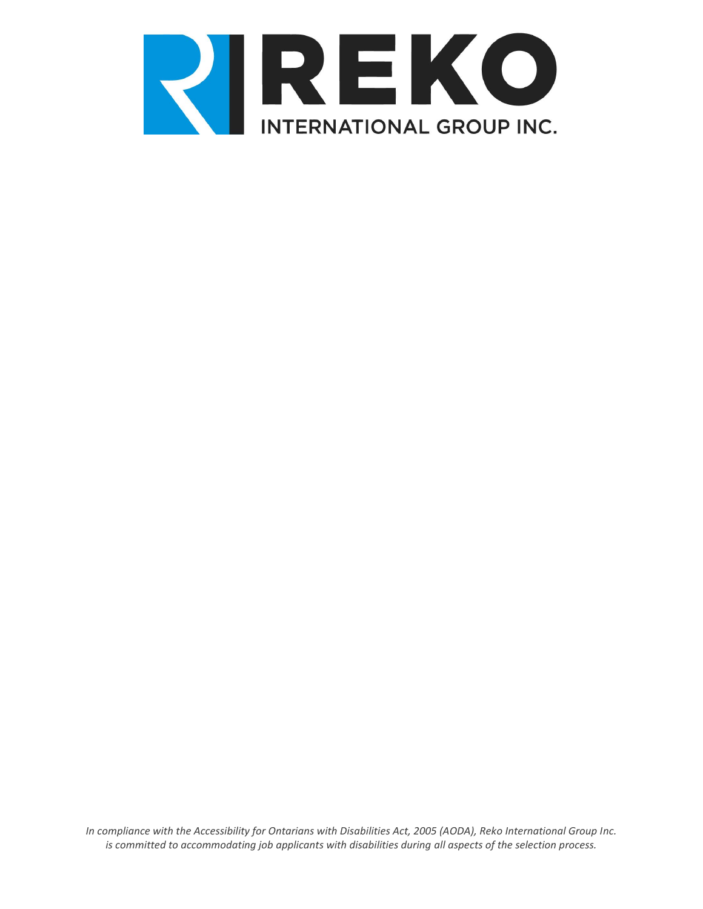REKO

INTERNATIONAL GROUP INC.

*In compliance with the Accessibility for Ontarians with Disabilities Act, 2005 (AODA), Reko International Group Inc. is committed to accommodating job applicants with disabilities during all aspects of the selection process.*